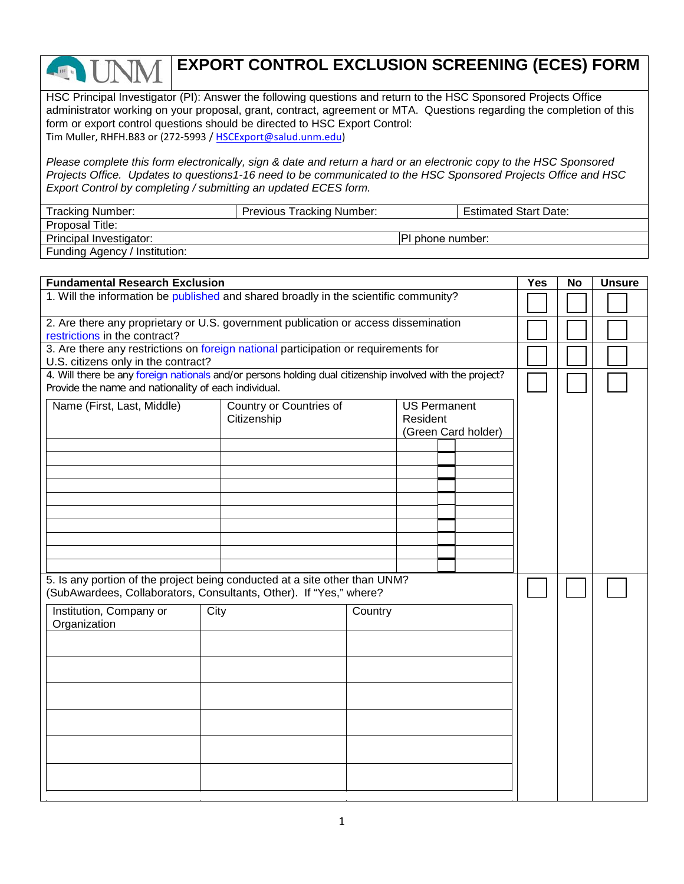# EXPORT CONTROL EXCLUSION SCREENING (ECES) FORM

HSC Principal Investigator (PI): Answer the following questions and return to the HSC Sponsored Projects Office administrator working on your proposal, grant, contract, agreement or MTA. Questions regarding the completion of this form or export control questions should be directed to HSC Export Control:
Tim Muller, RHFH.B83 or (272-5993 / HSCExport@salud.unm.edu)

*Please complete this form electronically, sign & date and return a hard or an electronic copy to the HSC Sponsored Projects Office. Updates to questions1-16 need to be communicated to the HSC Sponsored Projects Office and HSC Export Control by completing / submitting an updated ECES form.*

| Tracking Number: | Previous Tracking Number: | Estimated Start Date: |
|---|---|---|
| Proposal Title: | | |
| Principal Investigator: | PI phone number: | |
| Funding Agency / Institution: | | |

| Fundamental Research Exclusion | Yes | No | Unsure |
|---|---|---|---|
| 1. Will the information be published and shared broadly in the scientific community? | ☐ | ☐ | ☐ |
| 2. Are there any proprietary or U.S. government publication or access dissemination restrictions in the contract? | ☐ | ☐ | ☐ |
| 3. Are there any restrictions on foreign national participation or requirements for U.S. citizens only in the contract? | ☐ | ☐ | ☐ |
| 4. Will there be any foreign nationals and/or persons holding dual citizenship involved with the project? Provide the name and nationality of each individual. | ☐ | ☐ | ☐ |

| Name (First, Last, Middle) | Country or Countries of Citizenship | US Permanent Resident (Green Card holder) |
|---|---|---|
| | | ☐ |
| | | ☐ |
| | | ☐ |
| | | ☐ |
| | | ☐ |
| | | ☐ |
| | | ☐ |
| | | ☐ |
| | | ☐ |

| | Yes | No | Unsure |
|---|---|---|---|
| 5. Is any portion of the project being conducted at a site other than UNM? (SubAwardees, Collaborators, Consultants, Other). If "Yes," where? | ☐ | ☐ | ☐ |

| Institution, Company or Organization | City | Country |
|---|---|---|
| | | |
| | | |
| | | |
| | | |
| | | |
| | | |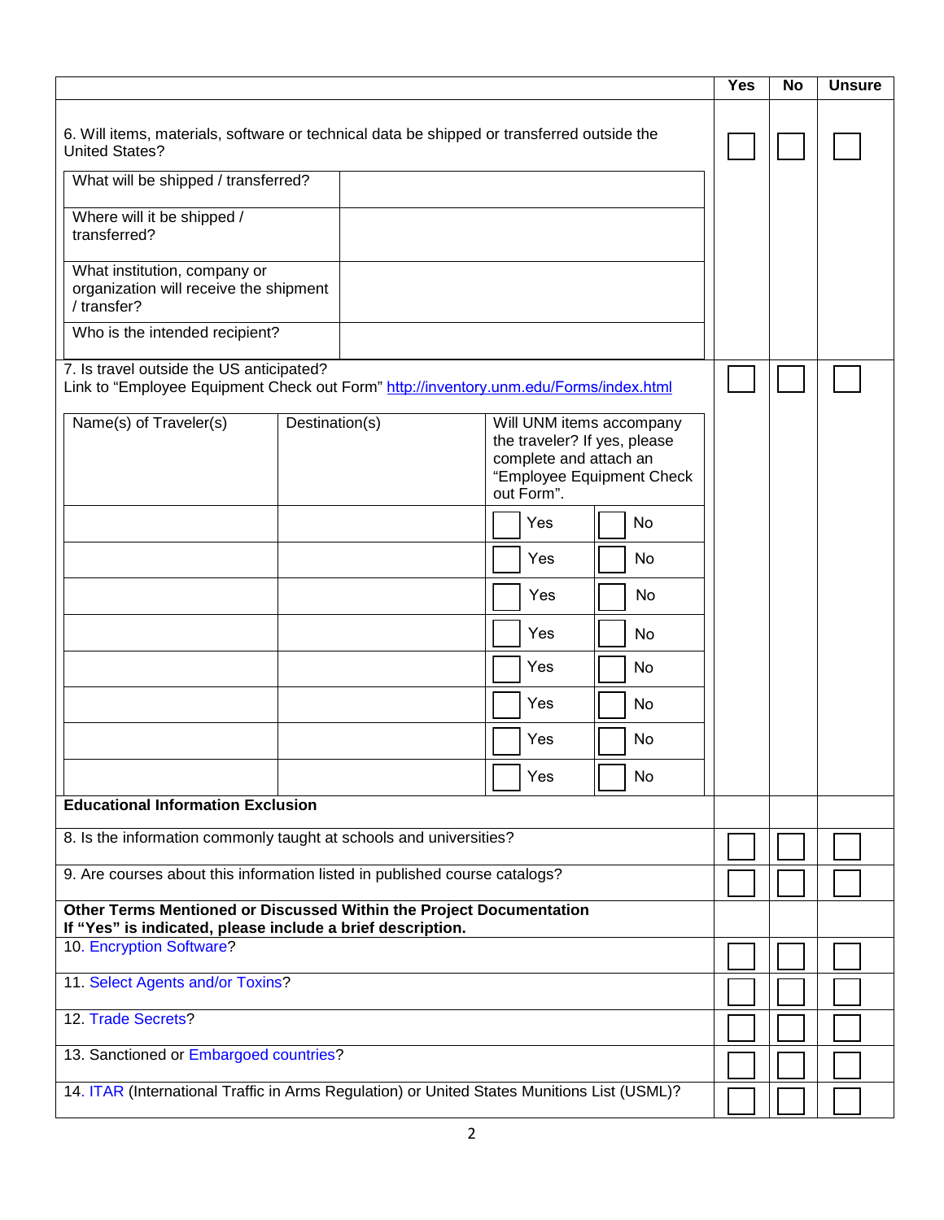| | Yes | No | Unsure |
|---|---|---|---|
| 6. Will items, materials, software or technical data be shipped or transferred outside the United States? | ☐ | ☐ | ☐ |

| | |
|---|---|
| What will be shipped / transferred? | |
| Where will it be shipped / transferred? | |
| What institution, company or organization will receive the shipment / transfer? | |
| Who is the intended recipient? | |

| | Yes | No | Unsure |
|---|---|---|---|
| 7. Is travel outside the US anticipated?<br>Link to "Employee Equipment Check out Form" [http://inventory.unm.edu/Forms/index.html](http://inventory.unm.edu/Forms/index.html) | ☐ | ☐ | ☐ |

| Name(s) of Traveler(s) | Destination(s) | Will UNM items accompany the traveler? If yes, please complete and attach an "Employee Equipment Check out Form". | |
|---|---|---|---|
| | | ☐ Yes | ☐ No |
| | | ☐ Yes | ☐ No |
| | | ☐ Yes | ☐ No |
| | | ☐ Yes | ☐ No |
| | | ☐ Yes | ☐ No |
| | | ☐ Yes | ☐ No |
| | | ☐ Yes | ☐ No |
| | | ☐ Yes | ☐ No |

| | Yes | No | Unsure |
|---|---|---|---|
| **Educational Information Exclusion** | | | |
| 8. Is the information commonly taught at schools and universities? | ☐ | ☐ | ☐ |
| 9. Are courses about this information listed in published course catalogs? | ☐ | ☐ | ☐ |
| **Other Terms Mentioned or Discussed Within the Project Documentation**<br>**If "Yes" is indicated, please include a brief description.** | | | |
| 10. Encryption Software? | ☐ | ☐ | ☐ |
| 11. Select Agents and/or Toxins? | ☐ | ☐ | ☐ |
| 12. Trade Secrets? | ☐ | ☐ | ☐ |
| 13. Sanctioned or Embargoed countries? | ☐ | ☐ | ☐ |
| 14. ITAR (International Traffic in Arms Regulation) or United States Munitions List (USML)? | ☐ | ☐ | ☐ |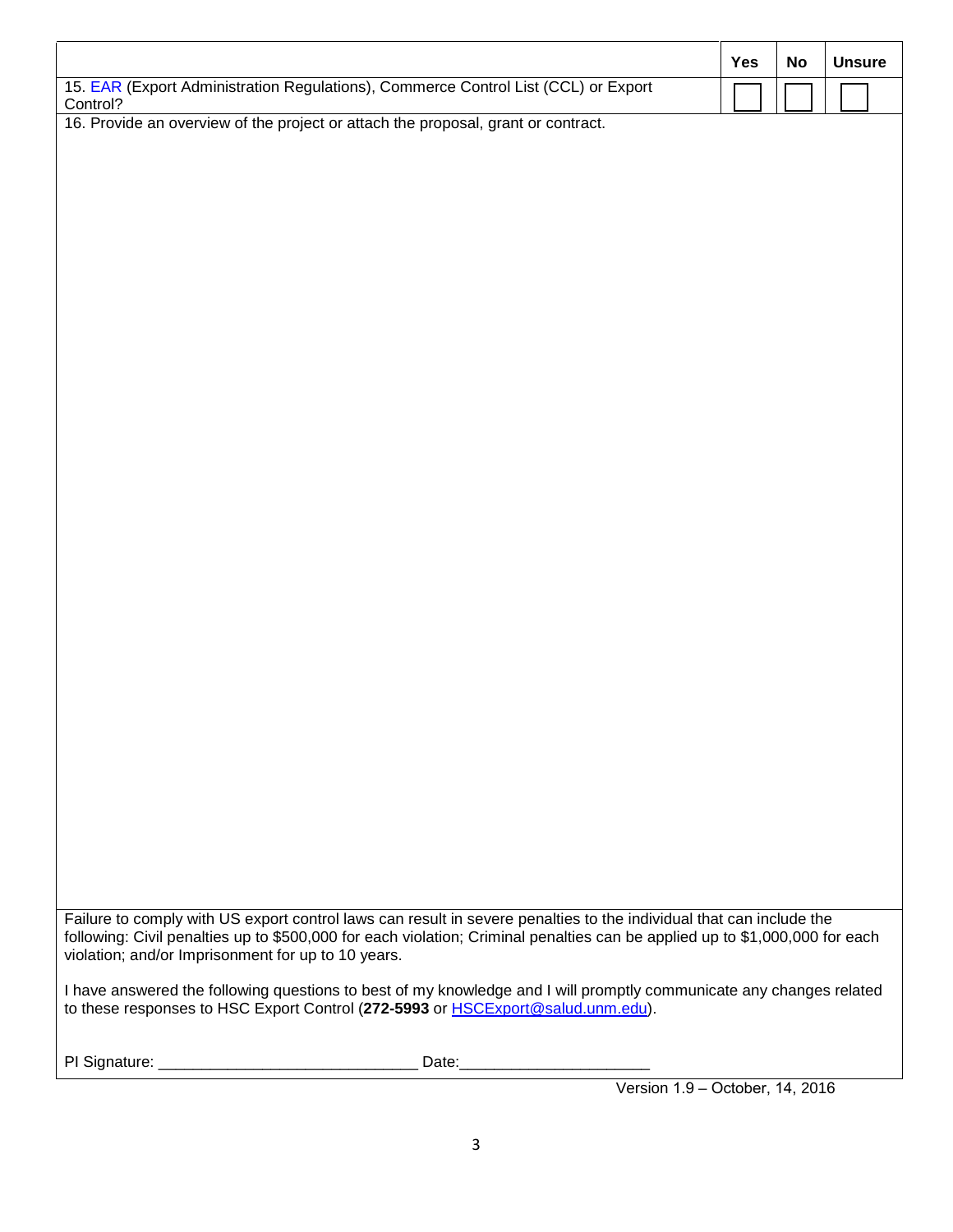| | Yes | No | Unsure |
|---|---|---|---|
| 15. EAR (Export Administration Regulations), Commerce Control List (CCL) or Export Control? | ☐ | ☐ | ☐ |

16. Provide an overview of the project or attach the proposal, grant or contract.

Failure to comply with US export control laws can result in severe penalties to the individual that can include the following: Civil penalties up to $500,000 for each violation; Criminal penalties can be applied up to $1,000,000 for each violation; and/or Imprisonment for up to 10 years.

I have answered the following questions to best of my knowledge and I will promptly communicate any changes related to these responses to HSC Export Control (**272-5993** or HSCExport@salud.unm.edu).

PI Signature: ______________________________ Date:______________________

Version 1.9 – October, 14, 2016